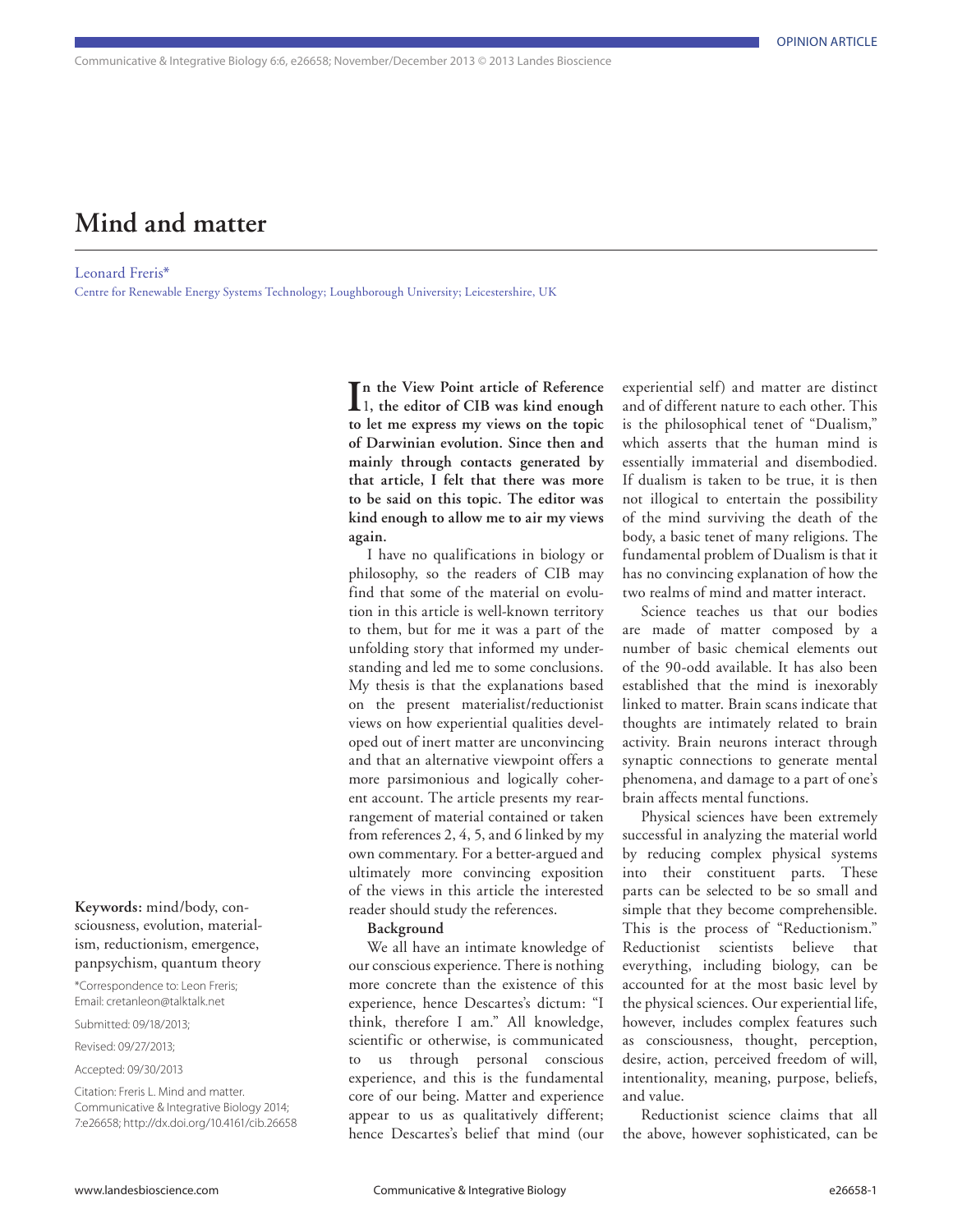# Mind and matter

Leonard Freris*

Centre for Renewable Energy Systems Technology; Loughborough University; Leicestershire, UK

**Keywords:** mind/body, consciousness, evolution, materialism, reductionism, emergence, panpsychism, quantum theory

*Correspondence to: Leon Freris; Email: cretanleon@talktalk.net

Submitted: 09/18/2013;

Revised: 09/27/2013;

Accepted: 09/30/2013

Citation: Freris L. Mind and matter. Communicative & Integrative Biology 2014; 7:e26658; http://dx.doi.org/10.4161/cib.26658

**In the View Point article of Reference 1, the editor of CIB was kind enough to let me express my views on the topic of Darwinian evolution. Since then and mainly through contacts generated by that article, I felt that there was more to be said on this topic. The editor was kind enough to allow me to air my views again.**

I have no qualifications in biology or philosophy, so the readers of CIB may find that some of the material on evolution in this article is well-known territory to them, but for me it was a part of the unfolding story that informed my understanding and led me to some conclusions. My thesis is that the explanations based on the present materialist/reductionist views on how experiential qualities developed out of inert matter are unconvincing and that an alternative viewpoint offers a more parsimonious and logically coherent account. The article presents my rearrangement of material contained or taken from references 2, 4, 5, and 6 linked by my own commentary. For a better-argued and ultimately more convincing exposition of the views in this article the interested reader should study the references.

**Background**

We all have an intimate knowledge of our conscious experience. There is nothing more concrete than the existence of this experience, hence Descartes's dictum: "I think, therefore I am." All knowledge, scientific or otherwise, is communicated to us through personal conscious experience, and this is the fundamental core of our being. Matter and experience appear to us as qualitatively different; hence Descartes's belief that mind (our experiential self) and matter are distinct and of different nature to each other. This is the philosophical tenet of "Dualism," which asserts that the human mind is essentially immaterial and disembodied. If dualism is taken to be true, it is then not illogical to entertain the possibility of the mind surviving the death of the body, a basic tenet of many religions. The fundamental problem of Dualism is that it has no convincing explanation of how the two realms of mind and matter interact.

Science teaches us that our bodies are made of matter composed by a number of basic chemical elements out of the 90-odd available. It has also been established that the mind is inexorably linked to matter. Brain scans indicate that thoughts are intimately related to brain activity. Brain neurons interact through synaptic connections to generate mental phenomena, and damage to a part of one's brain affects mental functions.

Physical sciences have been extremely successful in analyzing the material world by reducing complex physical systems into their constituent parts. These parts can be selected to be so small and simple that they become comprehensible. This is the process of "Reductionism." Reductionist scientists believe that everything, including biology, can be accounted for at the most basic level by the physical sciences. Our experiential life, however, includes complex features such as consciousness, thought, perception, desire, action, perceived freedom of will, intentionality, meaning, purpose, beliefs, and value.

Reductionist science claims that all the above, however sophisticated, can be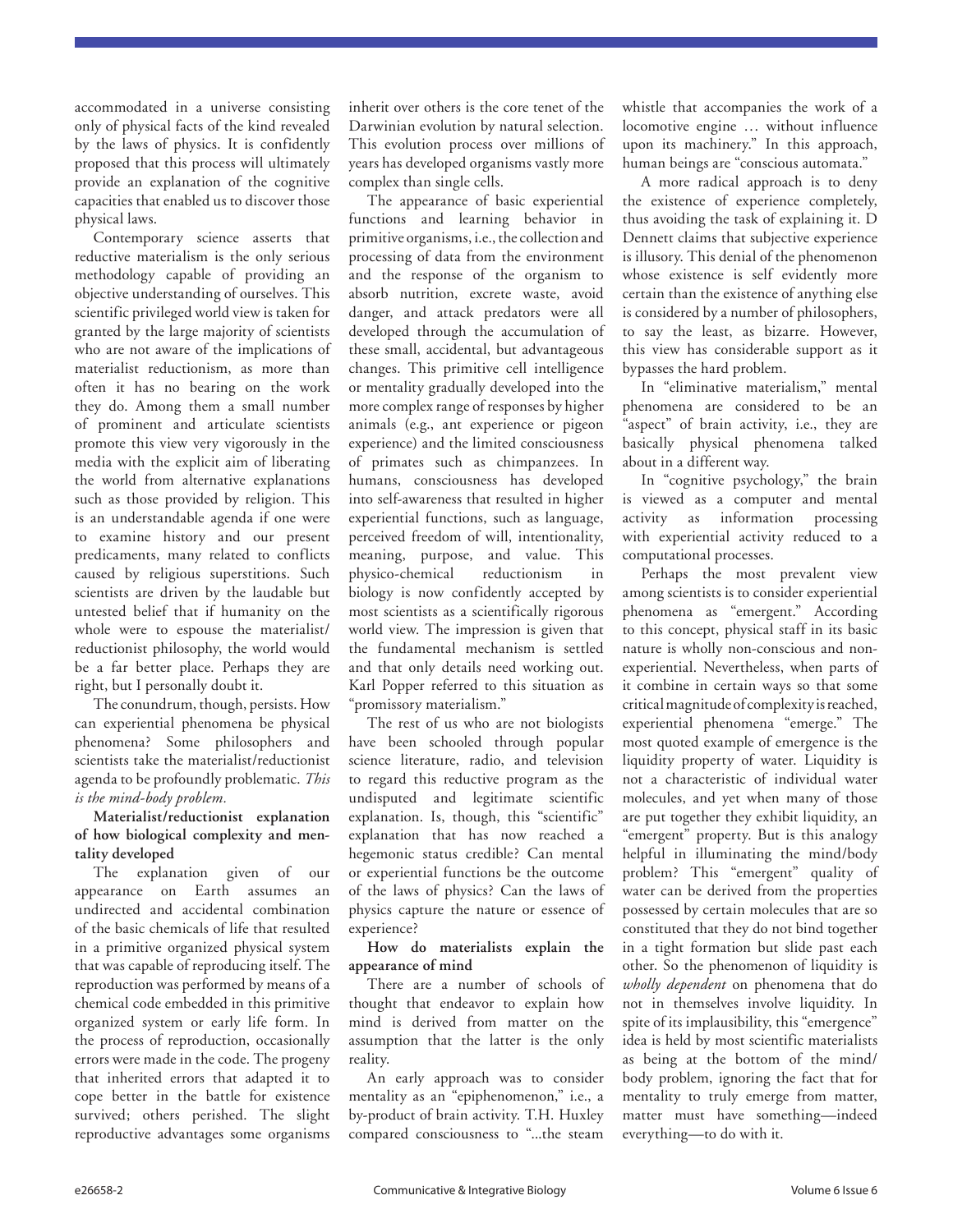accommodated in a universe consisting only of physical facts of the kind revealed by the laws of physics. It is confidently proposed that this process will ultimately provide an explanation of the cognitive capacities that enabled us to discover those physical laws.

Contemporary science asserts that reductive materialism is the only serious methodology capable of providing an objective understanding of ourselves. This scientific privileged world view is taken for granted by the large majority of scientists who are not aware of the implications of materialist reductionism, as more than often it has no bearing on the work they do. Among them a small number of prominent and articulate scientists promote this view very vigorously in the media with the explicit aim of liberating the world from alternative explanations such as those provided by religion. This is an understandable agenda if one were to examine history and our present predicaments, many related to conflicts caused by religious superstitions. Such scientists are driven by the laudable but untested belief that if humanity on the whole were to espouse the materialist/reductionist philosophy, the world would be a far better place. Perhaps they are right, but I personally doubt it.

The conundrum, though, persists. How can experiential phenomena be physical phenomena? Some philosophers and scientists take the materialist/reductionist agenda to be profoundly problematic. *This is the mind-body problem.*

**Materialist/reductionist explanation of how biological complexity and mentality developed**

The explanation given of our appearance on Earth assumes an undirected and accidental combination of the basic chemicals of life that resulted in a primitive organized physical system that was capable of reproducing itself. The reproduction was performed by means of a chemical code embedded in this primitive organized system or early life form. In the process of reproduction, occasionally errors were made in the code. The progeny that inherited errors that adapted it to cope better in the battle for existence survived; others perished. The slight reproductive advantages some organisms inherit over others is the core tenet of the Darwinian evolution by natural selection. This evolution process over millions of years has developed organisms vastly more complex than single cells.

The appearance of basic experiential functions and learning behavior in primitive organisms, i.e., the collection and processing of data from the environment and the response of the organism to absorb nutrition, excrete waste, avoid danger, and attack predators were all developed through the accumulation of these small, accidental, but advantageous changes. This primitive cell intelligence or mentality gradually developed into the more complex range of responses by higher animals (e.g., ant experience or pigeon experience) and the limited consciousness of primates such as chimpanzees. In humans, consciousness has developed into self-awareness that resulted in higher experiential functions, such as language, perceived freedom of will, intentionality, meaning, purpose, and value. This physico-chemical reductionism in biology is now confidently accepted by most scientists as a scientifically rigorous world view. The impression is given that the fundamental mechanism is settled and that only details need working out. Karl Popper referred to this situation as "promissory materialism."

The rest of us who are not biologists have been schooled through popular science literature, radio, and television to regard this reductive program as the undisputed and legitimate scientific explanation. Is, though, this "scientific" explanation that has now reached a hegemonic status credible? Can mental or experiential functions be the outcome of the laws of physics? Can the laws of physics capture the nature or essence of experience?

**How do materialists explain the appearance of mind**

There are a number of schools of thought that endeavor to explain how mind is derived from matter on the assumption that the latter is the only reality.

An early approach was to consider mentality as an "epiphenomenon," i.e., a by-product of brain activity. T.H. Huxley compared consciousness to "...the steam whistle that accompanies the work of a locomotive engine … without influence upon its machinery." In this approach, human beings are "conscious automata."

A more radical approach is to deny the existence of experience completely, thus avoiding the task of explaining it. D Dennett claims that subjective experience is illusory. This denial of the phenomenon whose existence is self evidently more certain than the existence of anything else is considered by a number of philosophers, to say the least, as bizarre. However, this view has considerable support as it bypasses the hard problem.

In "eliminative materialism," mental phenomena are considered to be an "aspect" of brain activity, i.e., they are basically physical phenomena talked about in a different way.

In "cognitive psychology," the brain is viewed as a computer and mental activity as information processing with experiential activity reduced to a computational processes.

Perhaps the most prevalent view among scientists is to consider experiential phenomena as "emergent." According to this concept, physical staff in its basic nature is wholly non-conscious and non-experiential. Nevertheless, when parts of it combine in certain ways so that some critical magnitude of complexity is reached, experiential phenomena "emerge." The most quoted example of emergence is the liquidity property of water. Liquidity is not a characteristic of individual water molecules, and yet when many of those are put together they exhibit liquidity, an "emergent" property. But is this analogy helpful in illuminating the mind/body problem? This "emergent" quality of water can be derived from the properties possessed by certain molecules that are so constituted that they do not bind together in a tight formation but slide past each other. So the phenomenon of liquidity is *wholly dependent* on phenomena that do not in themselves involve liquidity. In spite of its implausibility, this "emergence" idea is held by most scientific materialists as being at the bottom of the mind/body problem, ignoring the fact that for mentality to truly emerge from matter, matter must have something—indeed everything—to do with it.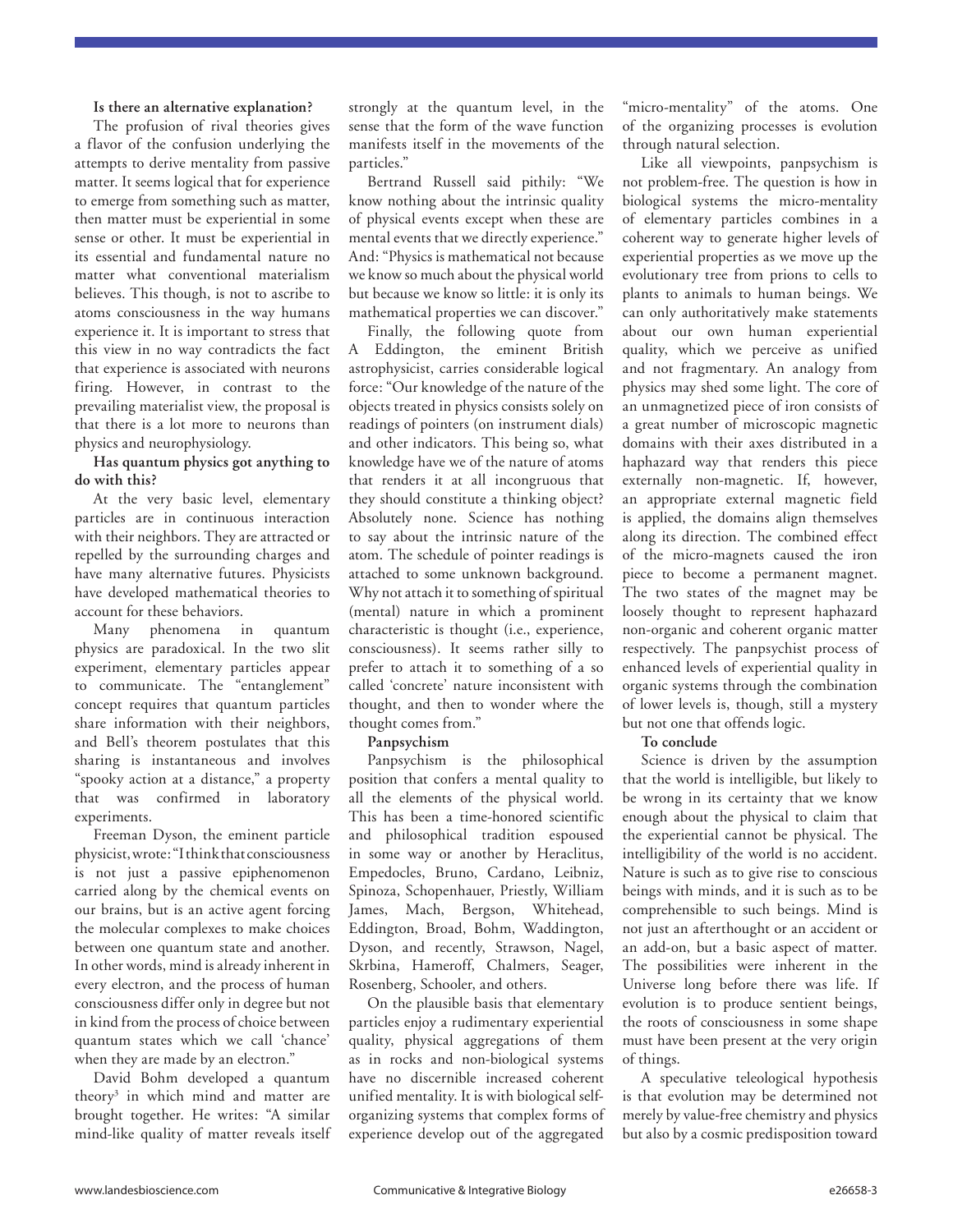**Is there an alternative explanation?**

The profusion of rival theories gives a flavor of the confusion underlying the attempts to derive mentality from passive matter. It seems logical that for experience to emerge from something such as matter, then matter must be experiential in some sense or other. It must be experiential in its essential and fundamental nature no matter what conventional materialism believes. This though, is not to ascribe to atoms consciousness in the way humans experience it. It is important to stress that this view in no way contradicts the fact that experience is associated with neurons firing. However, in contrast to the prevailing materialist view, the proposal is that there is a lot more to neurons than physics and neurophysiology.

**Has quantum physics got anything to do with this?**

At the very basic level, elementary particles are in continuous interaction with their neighbors. They are attracted or repelled by the surrounding charges and have many alternative futures. Physicists have developed mathematical theories to account for these behaviors.

Many phenomena in quantum physics are paradoxical. In the two slit experiment, elementary particles appear to communicate. The "entanglement" concept requires that quantum particles share information with their neighbors, and Bell's theorem postulates that this sharing is instantaneous and involves "spooky action at a distance," a property that was confirmed in laboratory experiments.

Freeman Dyson, the eminent particle physicist, wrote: "I think that consciousness is not just a passive epiphenomenon carried along by the chemical events on our brains, but is an active agent forcing the molecular complexes to make choices between one quantum state and another. In other words, mind is already inherent in every electron, and the process of human consciousness differ only in degree but not in kind from the process of choice between quantum states which we call 'chance' when they are made by an electron."

David Bohm developed a quantum theory[3] in which mind and matter are brought together. He writes: "A similar mind-like quality of matter reveals itself strongly at the quantum level, in the sense that the form of the wave function manifests itself in the movements of the particles."

Bertrand Russell said pithily: "We know nothing about the intrinsic quality of physical events except when these are mental events that we directly experience." And: "Physics is mathematical not because we know so much about the physical world but because we know so little: it is only its mathematical properties we can discover."

Finally, the following quote from A Eddington, the eminent British astrophysicist, carries considerable logical force: "Our knowledge of the nature of the objects treated in physics consists solely on readings of pointers (on instrument dials) and other indicators. This being so, what knowledge have we of the nature of atoms that renders it at all incongruous that they should constitute a thinking object? Absolutely none. Science has nothing to say about the intrinsic nature of the atom. The schedule of pointer readings is attached to some unknown background. Why not attach it to something of spiritual (mental) nature in which a prominent characteristic is thought (i.e., experience, consciousness). It seems rather silly to prefer to attach it to something of a so called 'concrete' nature inconsistent with thought, and then to wonder where the thought comes from."

**Panpsychism**

Panpsychism is the philosophical position that confers a mental quality to all the elements of the physical world. This has been a time-honored scientific and philosophical tradition espoused in some way or another by Heraclitus, Empedocles, Bruno, Cardano, Leibniz, Spinoza, Schopenhauer, Priestly, William James, Mach, Bergson, Whitehead, Eddington, Broad, Bohm, Waddington, Dyson, and recently, Strawson, Nagel, Skrbina, Hameroff, Chalmers, Seager, Rosenberg, Schooler, and others.

On the plausible basis that elementary particles enjoy a rudimentary experiential quality, physical aggregations of them as in rocks and non-biological systems have no discernible increased coherent unified mentality. It is with biological self-organizing systems that complex forms of experience develop out of the aggregated "micro-mentality" of the atoms. One of the organizing processes is evolution through natural selection.

Like all viewpoints, panpsychism is not problem-free. The question is how in biological systems the micro-mentality of elementary particles combines in a coherent way to generate higher levels of experiential properties as we move up the evolutionary tree from prions to cells to plants to animals to human beings. We can only authoritatively make statements about our own human experiential quality, which we perceive as unified and not fragmentary. An analogy from physics may shed some light. The core of an unmagnetized piece of iron consists of a great number of microscopic magnetic domains with their axes distributed in a haphazard way that renders this piece externally non-magnetic. If, however, an appropriate external magnetic field is applied, the domains align themselves along its direction. The combined effect of the micro-magnets caused the iron piece to become a permanent magnet. The two states of the magnet may be loosely thought to represent haphazard non-organic and coherent organic matter respectively. The panpsychist process of enhanced levels of experiential quality in organic systems through the combination of lower levels is, though, still a mystery but not one that offends logic.

**To conclude**

Science is driven by the assumption that the world is intelligible, but likely to be wrong in its certainty that we know enough about the physical to claim that the experiential cannot be physical. The intelligibility of the world is no accident. Nature is such as to give rise to conscious beings with minds, and it is such as to be comprehensible to such beings. Mind is not just an afterthought or an accident or an add-on, but a basic aspect of matter. The possibilities were inherent in the Universe long before there was life. If evolution is to produce sentient beings, the roots of consciousness in some shape must have been present at the very origin of things.

A speculative teleological hypothesis is that evolution may be determined not merely by value-free chemistry and physics but also by a cosmic predisposition toward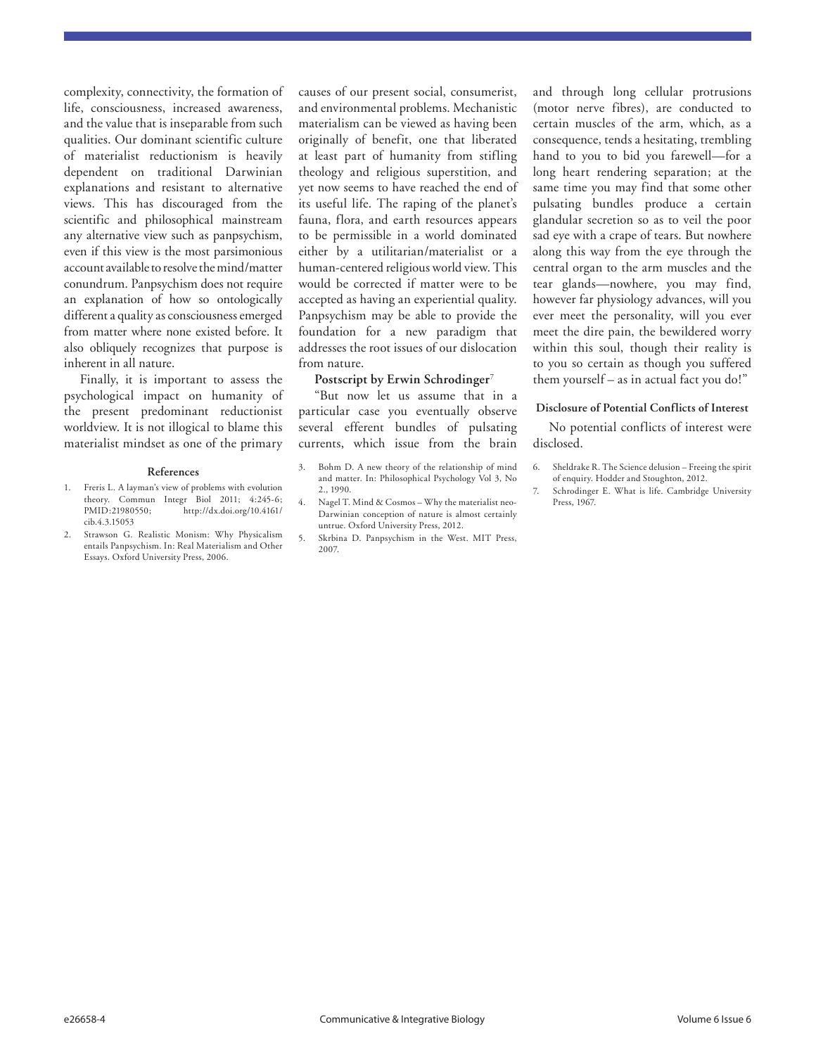complexity, connectivity, the formation of life, consciousness, increased awareness, and the value that is inseparable from such qualities. Our dominant scientific culture of materialist reductionism is heavily dependent on traditional Darwinian explanations and resistant to alternative views. This has discouraged from the scientific and philosophical mainstream any alternative view such as panpsychism, even if this view is the most parsimonious account available to resolve the mind/matter conundrum. Panpsychism does not require an explanation of how so ontologically different a quality as consciousness emerged from matter where none existed before. It also obliquely recognizes that purpose is inherent in all nature.

Finally, it is important to assess the psychological impact on humanity of the present predominant reductionist worldview. It is not illogical to blame this materialist mindset as one of the primary causes of our present social, consumerist, and environmental problems. Mechanistic materialism can be viewed as having been originally of benefit, one that liberated at least part of humanity from stifling theology and religious superstition, and yet now seems to have reached the end of its useful life. The raping of the planet's fauna, flora, and earth resources appears to be permissible in a world dominated either by a utilitarian/materialist or a human-centered religious world view. This would be corrected if matter were to be accepted as having an experiential quality. Panpsychism may be able to provide the foundation for a new paradigm that addresses the root issues of our dislocation from nature.

### Postscript by Erwin Schrodinger[7]

"But now let us assume that in a particular case you eventually observe several efferent bundles of pulsating currents, which issue from the brain and through long cellular protrusions (motor nerve fibres), are conducted to certain muscles of the arm, which, as a consequence, tends a hesitating, trembling hand to you to bid you farewell—for a long heart rendering separation; at the same time you may find that some other pulsating bundles produce a certain glandular secretion so as to veil the poor sad eye with a crape of tears. But nowhere along this way from the eye through the central organ to the arm muscles and the tear glands—nowhere, you may find, however far physiology advances, will you ever meet the personality, will you ever meet the dire pain, the bewildered worry within this soul, though their reality is to you so certain as though you suffered them yourself – as in actual fact you do!"

### Disclosure of Potential Conflicts of Interest

No potential conflicts of interest were disclosed.

### References

1. Freris L. A layman's view of problems with evolution theory. Commun Integr Biol 2011; 4:245-6; PMID:21980550; http://dx.doi.org/10.4161/cib.4.3.15053
2. Strawson G. Realistic Monism: Why Physicalism entails Panpsychism. In: Real Materialism and Other Essays. Oxford University Press, 2006.
3. Bohm D. A new theory of the relationship of mind and matter. In: Philosophical Psychology Vol 3, No 2., 1990.
4. Nagel T. Mind & Cosmos – Why the materialist neo-Darwinian conception of nature is almost certainly untrue. Oxford University Press, 2012.
5. Skrbina D. Panpsychism in the West. MIT Press, 2007.
6. Sheldrake R. The Science delusion – Freeing the spirit of enquiry. Hodder and Stoughton, 2012.
7. Schrodinger E. What is life. Cambridge University Press, 1967.